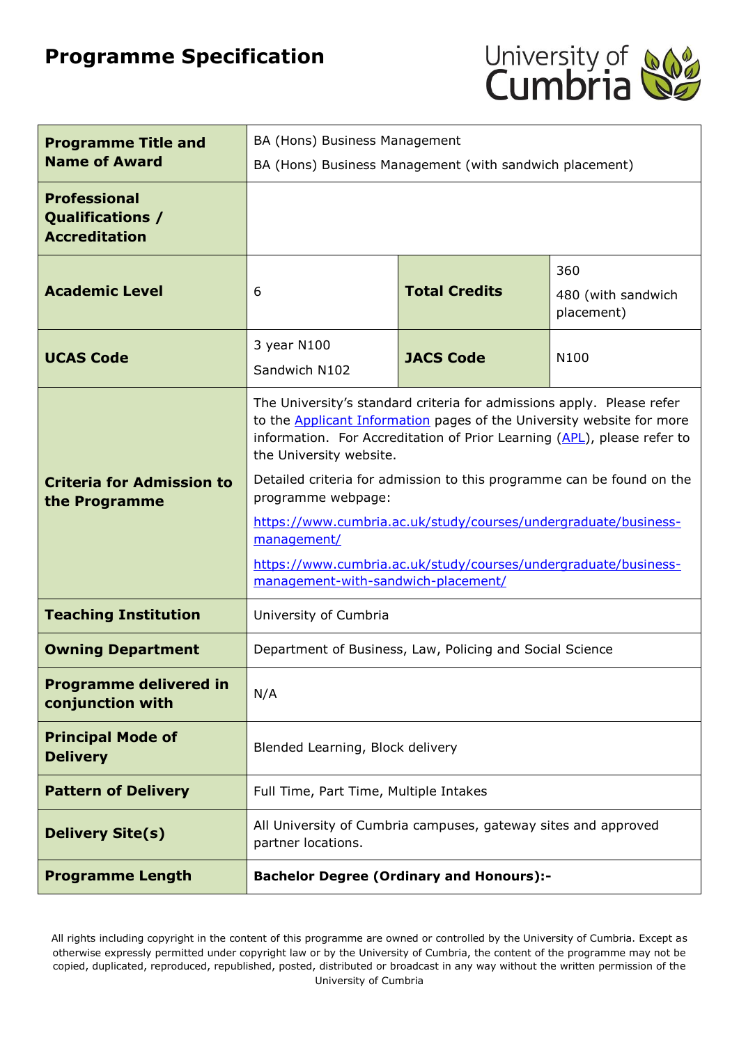# Programme Specification

| | | | |
|---|---|---|---|
| **Programme Title and Name of Award** | BA (Hons) Business Management<br>BA (Hons) Business Management (with sandwich placement) | | |
| **Professional Qualifications / Accreditation** | | | |
| **Academic Level** | 6 | **Total Credits** | 360<br>480 (with sandwich placement) |
| **UCAS Code** | 3 year N100<br>Sandwich N102 | **JACS Code** | N100 |
| **Criteria for Admission to the Programme** | The University's standard criteria for admissions apply. Please refer to the Applicant Information pages of the University website for more information. For Accreditation of Prior Learning (APL), please refer to the University website.<br>Detailed criteria for admission to this programme can be found on the programme webpage:<br>https://www.cumbria.ac.uk/study/courses/undergraduate/business-management/<br>https://www.cumbria.ac.uk/study/courses/undergraduate/business-management-with-sandwich-placement/ | | |
| **Teaching Institution** | University of Cumbria | | |
| **Owning Department** | Department of Business, Law, Policing and Social Science | | |
| **Programme delivered in conjunction with** | N/A | | |
| **Principal Mode of Delivery** | Blended Learning, Block delivery | | |
| **Pattern of Delivery** | Full Time, Part Time, Multiple Intakes | | |
| **Delivery Site(s)** | All University of Cumbria campuses, gateway sites and approved partner locations. | | |
| **Programme Length** | **Bachelor Degree (Ordinary and Honours):-** | | |

All rights including copyright in the content of this programme are owned or controlled by the University of Cumbria. Except as otherwise expressly permitted under copyright law or by the University of Cumbria, the content of the programme may not be copied, duplicated, reproduced, republished, posted, distributed or broadcast in any way without the written permission of the University of Cumbria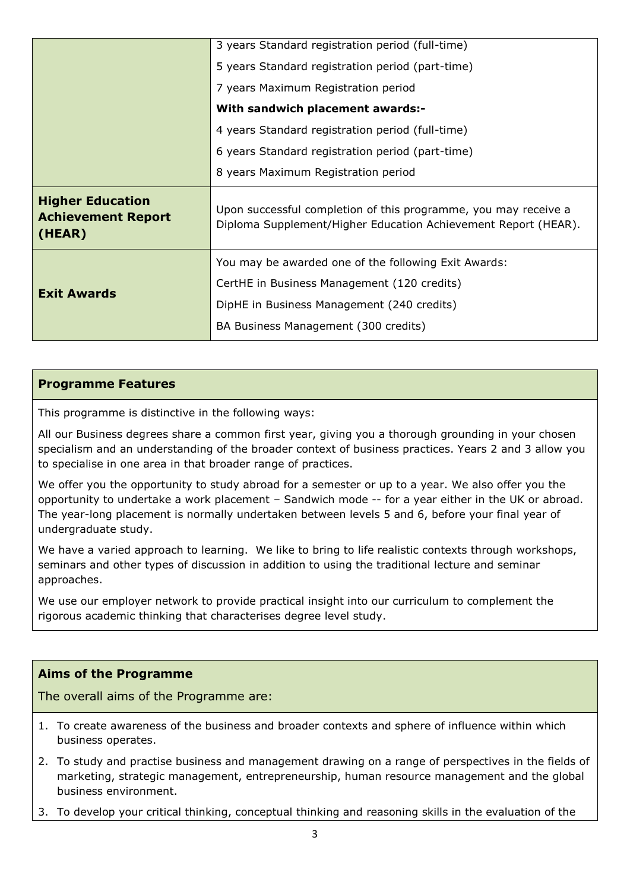| | |
|---|---|
| | 3 years Standard registration period (full-time)<br>5 years Standard registration period (part-time)<br>7 years Maximum Registration period<br>**With sandwich placement awards:-**<br>4 years Standard registration period (full-time)<br>6 years Standard registration period (part-time)<br>8 years Maximum Registration period |
| **Higher Education Achievement Report (HEAR)** | Upon successful completion of this programme, you may receive a Diploma Supplement/Higher Education Achievement Report (HEAR). |
| **Exit Awards** | You may be awarded one of the following Exit Awards:<br>CertHE in Business Management (120 credits)<br>DipHE in Business Management (240 credits)<br>BA Business Management (300 credits) |

## Programme Features

This programme is distinctive in the following ways:

All our Business degrees share a common first year, giving you a thorough grounding in your chosen specialism and an understanding of the broader context of business practices. Years 2 and 3 allow you to specialise in one area in that broader range of practices.

We offer you the opportunity to study abroad for a semester or up to a year. We also offer you the opportunity to undertake a work placement – Sandwich mode -- for a year either in the UK or abroad. The year-long placement is normally undertaken between levels 5 and 6, before your final year of undergraduate study.

We have a varied approach to learning. We like to bring to life realistic contexts through workshops, seminars and other types of discussion in addition to using the traditional lecture and seminar approaches.

We use our employer network to provide practical insight into our curriculum to complement the rigorous academic thinking that characterises degree level study.

## Aims of the Programme

The overall aims of the Programme are:

1. To create awareness of the business and broader contexts and sphere of influence within which business operates.
2. To study and practise business and management drawing on a range of perspectives in the fields of marketing, strategic management, entrepreneurship, human resource management and the global business environment.
3. To develop your critical thinking, conceptual thinking and reasoning skills in the evaluation of the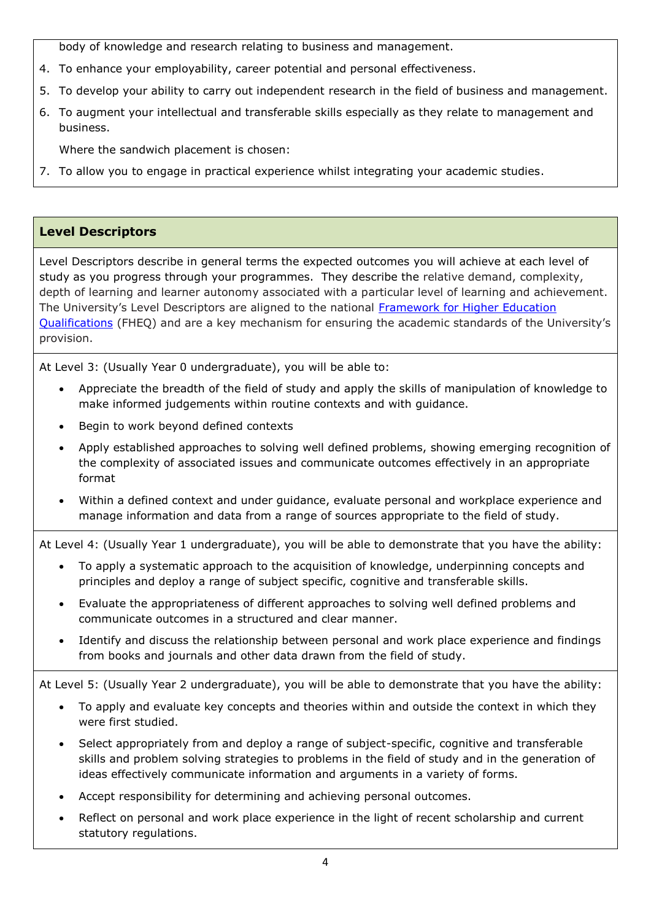body of knowledge and research relating to business and management.

4. To enhance your employability, career potential and personal effectiveness.
5. To develop your ability to carry out independent research in the field of business and management.
6. To augment your intellectual and transferable skills especially as they relate to management and business.

   Where the sandwich placement is chosen:

7. To allow you to engage in practical experience whilst integrating your academic studies.

## Level Descriptors

Level Descriptors describe in general terms the expected outcomes you will achieve at each level of study as you progress through your programmes. They describe the relative demand, complexity, depth of learning and learner autonomy associated with a particular level of learning and achievement. The University's Level Descriptors are aligned to the national Framework for Higher Education Qualifications (FHEQ) and are a key mechanism for ensuring the academic standards of the University's provision.

At Level 3: (Usually Year 0 undergraduate), you will be able to:

- Appreciate the breadth of the field of study and apply the skills of manipulation of knowledge to make informed judgements within routine contexts and with guidance.
- Begin to work beyond defined contexts
- Apply established approaches to solving well defined problems, showing emerging recognition of the complexity of associated issues and communicate outcomes effectively in an appropriate format
- Within a defined context and under guidance, evaluate personal and workplace experience and manage information and data from a range of sources appropriate to the field of study.

At Level 4: (Usually Year 1 undergraduate), you will be able to demonstrate that you have the ability:

- To apply a systematic approach to the acquisition of knowledge, underpinning concepts and principles and deploy a range of subject specific, cognitive and transferable skills.
- Evaluate the appropriateness of different approaches to solving well defined problems and communicate outcomes in a structured and clear manner.
- Identify and discuss the relationship between personal and work place experience and findings from books and journals and other data drawn from the field of study.

At Level 5: (Usually Year 2 undergraduate), you will be able to demonstrate that you have the ability:

- To apply and evaluate key concepts and theories within and outside the context in which they were first studied.
- Select appropriately from and deploy a range of subject-specific, cognitive and transferable skills and problem solving strategies to problems in the field of study and in the generation of ideas effectively communicate information and arguments in a variety of forms.
- Accept responsibility for determining and achieving personal outcomes.
- Reflect on personal and work place experience in the light of recent scholarship and current statutory regulations.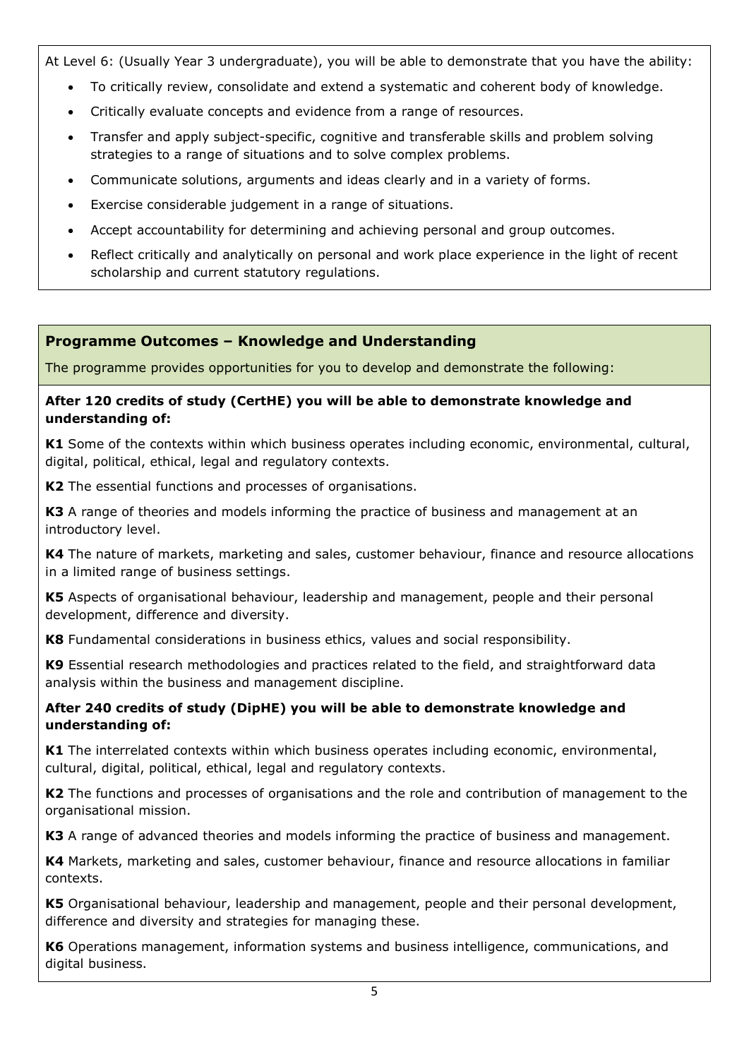At Level 6: (Usually Year 3 undergraduate), you will be able to demonstrate that you have the ability:

- To critically review, consolidate and extend a systematic and coherent body of knowledge.
- Critically evaluate concepts and evidence from a range of resources.
- Transfer and apply subject-specific, cognitive and transferable skills and problem solving strategies to a range of situations and to solve complex problems.
- Communicate solutions, arguments and ideas clearly and in a variety of forms.
- Exercise considerable judgement in a range of situations.
- Accept accountability for determining and achieving personal and group outcomes.
- Reflect critically and analytically on personal and work place experience in the light of recent scholarship and current statutory regulations.

## Programme Outcomes – Knowledge and Understanding

The programme provides opportunities for you to develop and demonstrate the following:

**After 120 credits of study (CertHE) you will be able to demonstrate knowledge and understanding of:**

**K1** Some of the contexts within which business operates including economic, environmental, cultural, digital, political, ethical, legal and regulatory contexts.

**K2** The essential functions and processes of organisations.

**K3** A range of theories and models informing the practice of business and management at an introductory level.

**K4** The nature of markets, marketing and sales, customer behaviour, finance and resource allocations in a limited range of business settings.

**K5** Aspects of organisational behaviour, leadership and management, people and their personal development, difference and diversity.

**K8** Fundamental considerations in business ethics, values and social responsibility.

**K9** Essential research methodologies and practices related to the field, and straightforward data analysis within the business and management discipline.

**After 240 credits of study (DipHE) you will be able to demonstrate knowledge and understanding of:**

**K1** The interrelated contexts within which business operates including economic, environmental, cultural, digital, political, ethical, legal and regulatory contexts.

**K2** The functions and processes of organisations and the role and contribution of management to the organisational mission.

**K3** A range of advanced theories and models informing the practice of business and management.

**K4** Markets, marketing and sales, customer behaviour, finance and resource allocations in familiar contexts.

**K5** Organisational behaviour, leadership and management, people and their personal development, difference and diversity and strategies for managing these.

**K6** Operations management, information systems and business intelligence, communications, and digital business.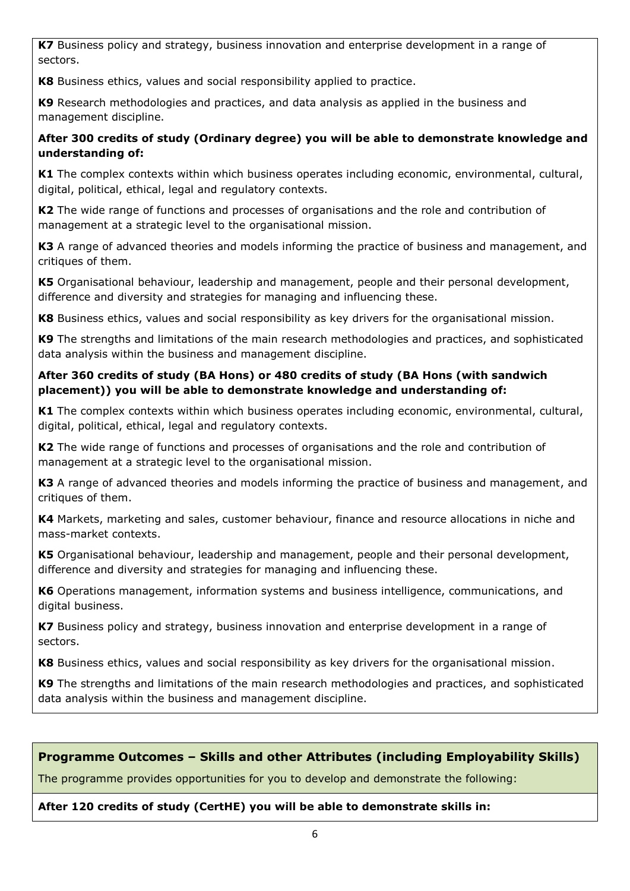**K7** Business policy and strategy, business innovation and enterprise development in a range of sectors.

**K8** Business ethics, values and social responsibility applied to practice.

**K9** Research methodologies and practices, and data analysis as applied in the business and management discipline.

**After 300 credits of study (Ordinary degree) you will be able to demonstrate knowledge and understanding of:**

**K1** The complex contexts within which business operates including economic, environmental, cultural, digital, political, ethical, legal and regulatory contexts.

**K2** The wide range of functions and processes of organisations and the role and contribution of management at a strategic level to the organisational mission.

**K3** A range of advanced theories and models informing the practice of business and management, and critiques of them.

**K5** Organisational behaviour, leadership and management, people and their personal development, difference and diversity and strategies for managing and influencing these.

**K8** Business ethics, values and social responsibility as key drivers for the organisational mission.

**K9** The strengths and limitations of the main research methodologies and practices, and sophisticated data analysis within the business and management discipline.

**After 360 credits of study (BA Hons) or 480 credits of study (BA Hons (with sandwich placement)) you will be able to demonstrate knowledge and understanding of:**

**K1** The complex contexts within which business operates including economic, environmental, cultural, digital, political, ethical, legal and regulatory contexts.

**K2** The wide range of functions and processes of organisations and the role and contribution of management at a strategic level to the organisational mission.

**K3** A range of advanced theories and models informing the practice of business and management, and critiques of them.

**K4** Markets, marketing and sales, customer behaviour, finance and resource allocations in niche and mass-market contexts.

**K5** Organisational behaviour, leadership and management, people and their personal development, difference and diversity and strategies for managing and influencing these.

**K6** Operations management, information systems and business intelligence, communications, and digital business.

**K7** Business policy and strategy, business innovation and enterprise development in a range of sectors.

**K8** Business ethics, values and social responsibility as key drivers for the organisational mission.

**K9** The strengths and limitations of the main research methodologies and practices, and sophisticated data analysis within the business and management discipline.

## Programme Outcomes – Skills and other Attributes (including Employability Skills)

The programme provides opportunities for you to develop and demonstrate the following:

**After 120 credits of study (CertHE) you will be able to demonstrate skills in:**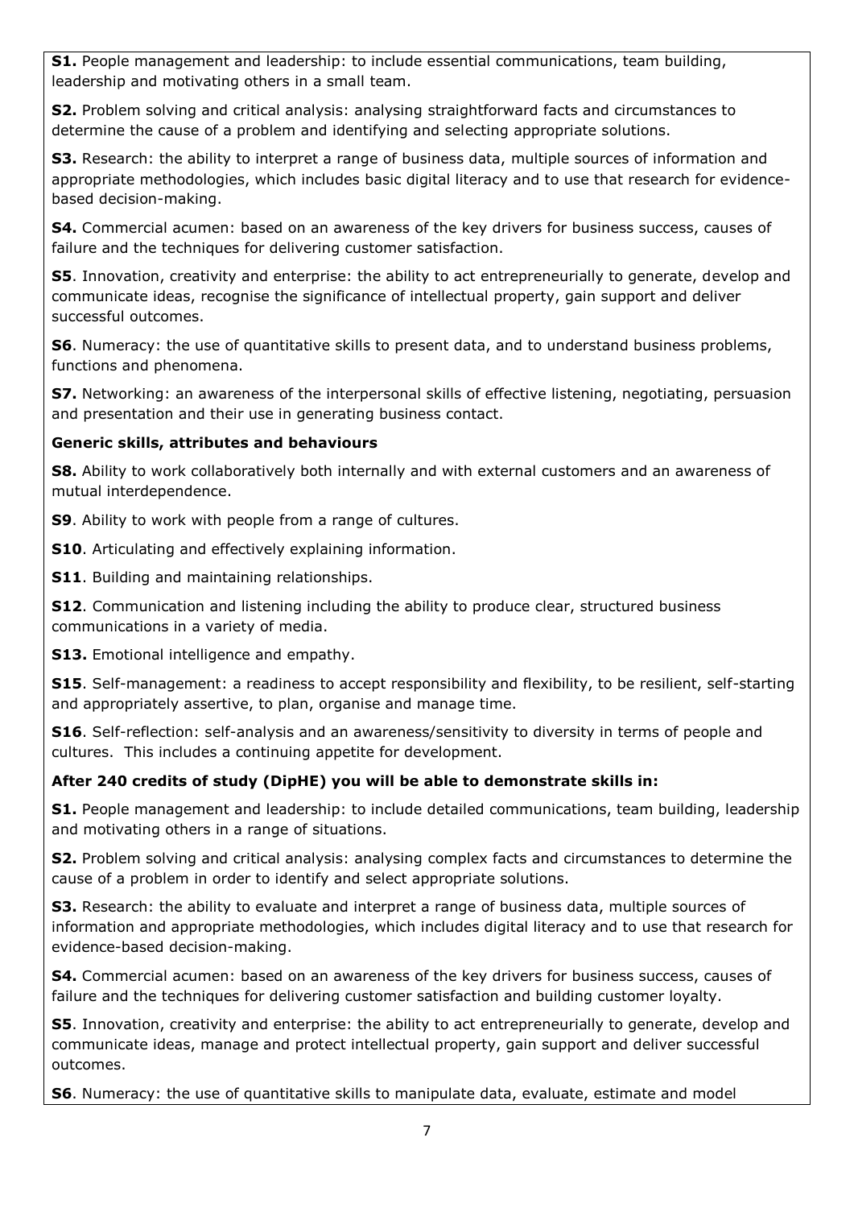**S1.** People management and leadership: to include essential communications, team building, leadership and motivating others in a small team.

**S2.** Problem solving and critical analysis: analysing straightforward facts and circumstances to determine the cause of a problem and identifying and selecting appropriate solutions.

**S3.** Research: the ability to interpret a range of business data, multiple sources of information and appropriate methodologies, which includes basic digital literacy and to use that research for evidence-based decision-making.

**S4.** Commercial acumen: based on an awareness of the key drivers for business success, causes of failure and the techniques for delivering customer satisfaction.

**S5**. Innovation, creativity and enterprise: the ability to act entrepreneurially to generate, develop and communicate ideas, recognise the significance of intellectual property, gain support and deliver successful outcomes.

**S6**. Numeracy: the use of quantitative skills to present data, and to understand business problems, functions and phenomena.

**S7.** Networking: an awareness of the interpersonal skills of effective listening, negotiating, persuasion and presentation and their use in generating business contact.

**Generic skills, attributes and behaviours**

**S8.** Ability to work collaboratively both internally and with external customers and an awareness of mutual interdependence.

**S9**. Ability to work with people from a range of cultures.

**S10**. Articulating and effectively explaining information.

**S11**. Building and maintaining relationships.

**S12**. Communication and listening including the ability to produce clear, structured business communications in a variety of media.

**S13.** Emotional intelligence and empathy.

**S15**. Self-management: a readiness to accept responsibility and flexibility, to be resilient, self-starting and appropriately assertive, to plan, organise and manage time.

**S16**. Self-reflection: self-analysis and an awareness/sensitivity to diversity in terms of people and cultures. This includes a continuing appetite for development.

**After 240 credits of study (DipHE) you will be able to demonstrate skills in:**

**S1.** People management and leadership: to include detailed communications, team building, leadership and motivating others in a range of situations.

**S2.** Problem solving and critical analysis: analysing complex facts and circumstances to determine the cause of a problem in order to identify and select appropriate solutions.

**S3.** Research: the ability to evaluate and interpret a range of business data, multiple sources of information and appropriate methodologies, which includes digital literacy and to use that research for evidence-based decision-making.

**S4.** Commercial acumen: based on an awareness of the key drivers for business success, causes of failure and the techniques for delivering customer satisfaction and building customer loyalty.

**S5**. Innovation, creativity and enterprise: the ability to act entrepreneurially to generate, develop and communicate ideas, manage and protect intellectual property, gain support and deliver successful outcomes.

**S6**. Numeracy: the use of quantitative skills to manipulate data, evaluate, estimate and model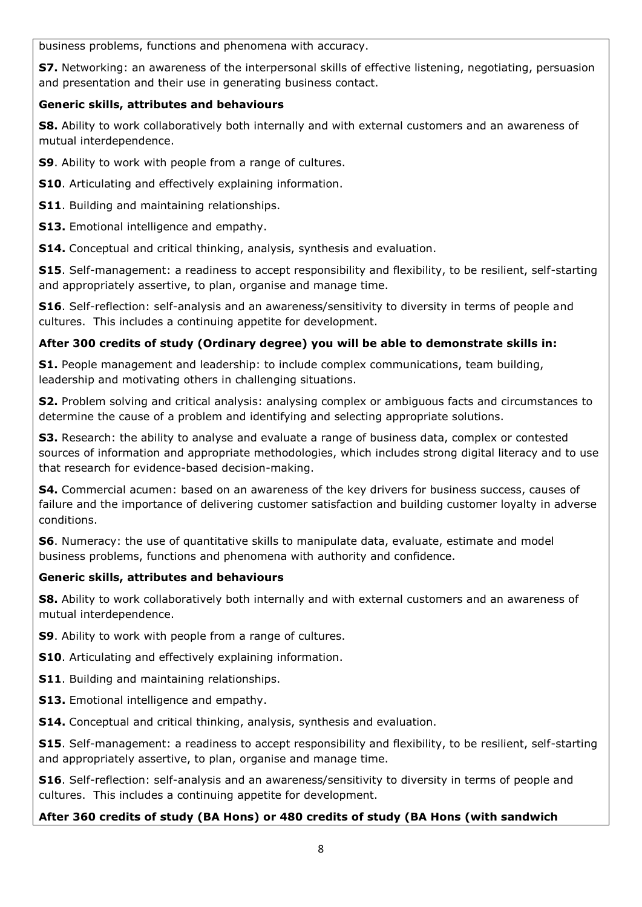business problems, functions and phenomena with accuracy.

**S7.** Networking: an awareness of the interpersonal skills of effective listening, negotiating, persuasion and presentation and their use in generating business contact.

**Generic skills, attributes and behaviours**

**S8.** Ability to work collaboratively both internally and with external customers and an awareness of mutual interdependence.

**S9**. Ability to work with people from a range of cultures.

**S10**. Articulating and effectively explaining information.

**S11**. Building and maintaining relationships.

**S13.** Emotional intelligence and empathy.

**S14.** Conceptual and critical thinking, analysis, synthesis and evaluation.

**S15**. Self-management: a readiness to accept responsibility and flexibility, to be resilient, self-starting and appropriately assertive, to plan, organise and manage time.

**S16**. Self-reflection: self-analysis and an awareness/sensitivity to diversity in terms of people and cultures. This includes a continuing appetite for development.

**After 300 credits of study (Ordinary degree) you will be able to demonstrate skills in:**

**S1.** People management and leadership: to include complex communications, team building, leadership and motivating others in challenging situations.

**S2.** Problem solving and critical analysis: analysing complex or ambiguous facts and circumstances to determine the cause of a problem and identifying and selecting appropriate solutions.

**S3.** Research: the ability to analyse and evaluate a range of business data, complex or contested sources of information and appropriate methodologies, which includes strong digital literacy and to use that research for evidence-based decision-making.

**S4.** Commercial acumen: based on an awareness of the key drivers for business success, causes of failure and the importance of delivering customer satisfaction and building customer loyalty in adverse conditions.

**S6**. Numeracy: the use of quantitative skills to manipulate data, evaluate, estimate and model business problems, functions and phenomena with authority and confidence.

**Generic skills, attributes and behaviours**

**S8.** Ability to work collaboratively both internally and with external customers and an awareness of mutual interdependence.

**S9**. Ability to work with people from a range of cultures.

**S10**. Articulating and effectively explaining information.

**S11**. Building and maintaining relationships.

**S13.** Emotional intelligence and empathy.

**S14.** Conceptual and critical thinking, analysis, synthesis and evaluation.

**S15**. Self-management: a readiness to accept responsibility and flexibility, to be resilient, self-starting and appropriately assertive, to plan, organise and manage time.

**S16**. Self-reflection: self-analysis and an awareness/sensitivity to diversity in terms of people and cultures. This includes a continuing appetite for development.

**After 360 credits of study (BA Hons) or 480 credits of study (BA Hons (with sandwich**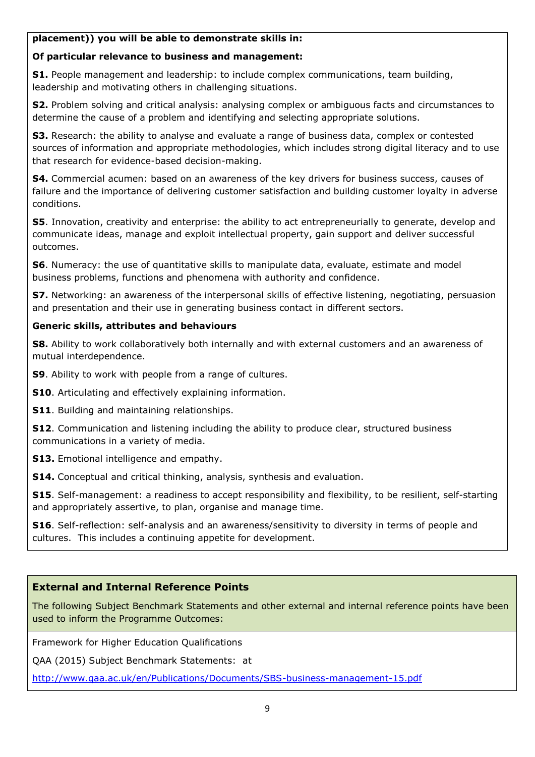**placement)) you will be able to demonstrate skills in:**

**Of particular relevance to business and management:**

**S1.** People management and leadership: to include complex communications, team building, leadership and motivating others in challenging situations.

**S2.** Problem solving and critical analysis: analysing complex or ambiguous facts and circumstances to determine the cause of a problem and identifying and selecting appropriate solutions.

**S3.** Research: the ability to analyse and evaluate a range of business data, complex or contested sources of information and appropriate methodologies, which includes strong digital literacy and to use that research for evidence-based decision-making.

**S4.** Commercial acumen: based on an awareness of the key drivers for business success, causes of failure and the importance of delivering customer satisfaction and building customer loyalty in adverse conditions.

**S5**. Innovation, creativity and enterprise: the ability to act entrepreneurially to generate, develop and communicate ideas, manage and exploit intellectual property, gain support and deliver successful outcomes.

**S6**. Numeracy: the use of quantitative skills to manipulate data, evaluate, estimate and model business problems, functions and phenomena with authority and confidence.

**S7.** Networking: an awareness of the interpersonal skills of effective listening, negotiating, persuasion and presentation and their use in generating business contact in different sectors.

**Generic skills, attributes and behaviours**

**S8.** Ability to work collaboratively both internally and with external customers and an awareness of mutual interdependence.

**S9**. Ability to work with people from a range of cultures.

**S10**. Articulating and effectively explaining information.

**S11**. Building and maintaining relationships.

**S12**. Communication and listening including the ability to produce clear, structured business communications in a variety of media.

**S13.** Emotional intelligence and empathy.

**S14.** Conceptual and critical thinking, analysis, synthesis and evaluation.

**S15**. Self-management: a readiness to accept responsibility and flexibility, to be resilient, self-starting and appropriately assertive, to plan, organise and manage time.

**S16**. Self-reflection: self-analysis and an awareness/sensitivity to diversity in terms of people and cultures. This includes a continuing appetite for development.

## External and Internal Reference Points

The following Subject Benchmark Statements and other external and internal reference points have been used to inform the Programme Outcomes:

Framework for Higher Education Qualifications

QAA (2015) Subject Benchmark Statements: at

http://www.qaa.ac.uk/en/Publications/Documents/SBS-business-management-15.pdf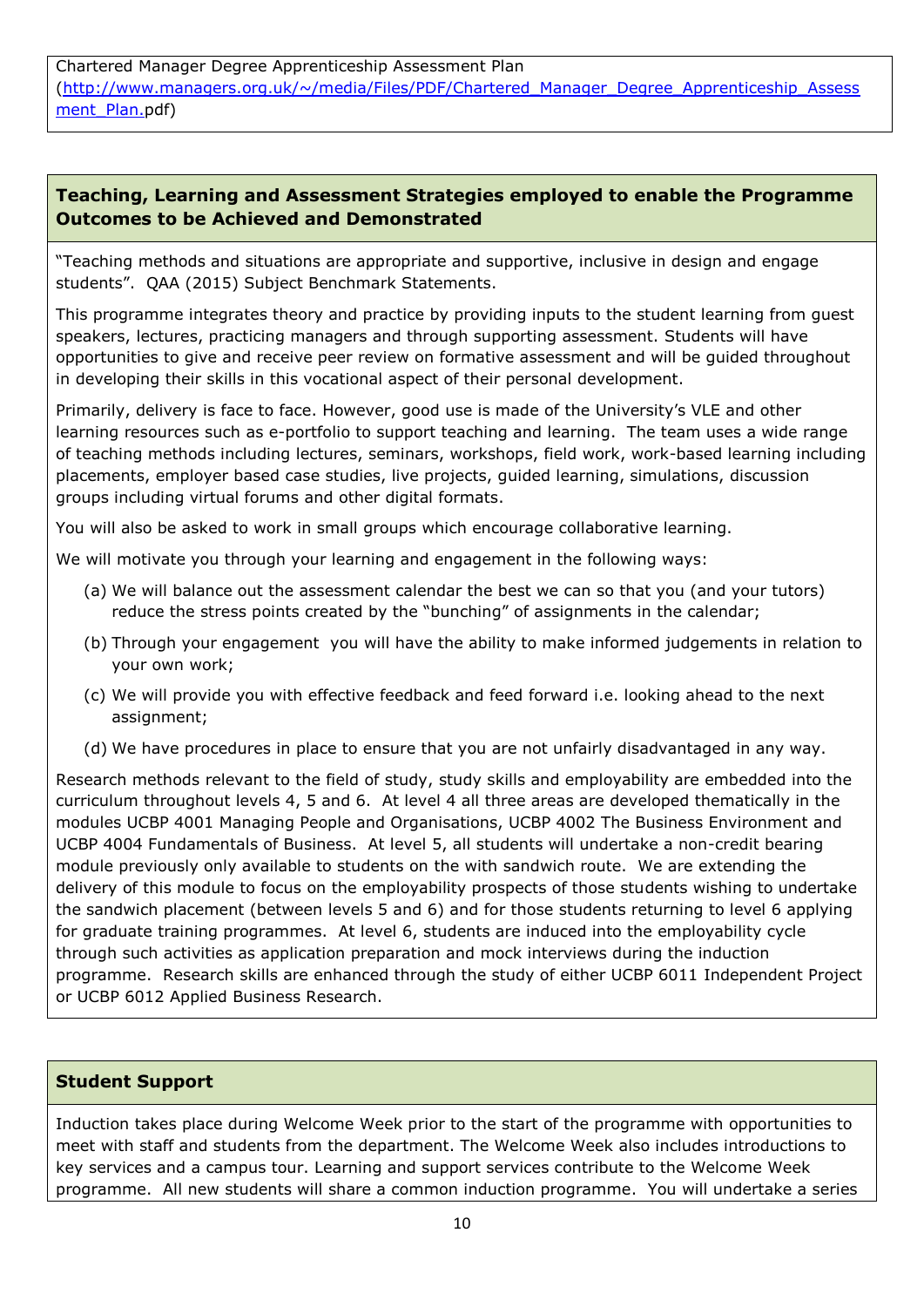Chartered Manager Degree Apprenticeship Assessment Plan (http://www.managers.org.uk/~/media/Files/PDF/Chartered_Manager_Degree_Apprenticeship_Assessment_Plan.pdf)

## Teaching, Learning and Assessment Strategies employed to enable the Programme Outcomes to be Achieved and Demonstrated

"Teaching methods and situations are appropriate and supportive, inclusive in design and engage students". QAA (2015) Subject Benchmark Statements.

This programme integrates theory and practice by providing inputs to the student learning from guest speakers, lectures, practicing managers and through supporting assessment. Students will have opportunities to give and receive peer review on formative assessment and will be guided throughout in developing their skills in this vocational aspect of their personal development.

Primarily, delivery is face to face. However, good use is made of the University's VLE and other learning resources such as e-portfolio to support teaching and learning. The team uses a wide range of teaching methods including lectures, seminars, workshops, field work, work-based learning including placements, employer based case studies, live projects, guided learning, simulations, discussion groups including virtual forums and other digital formats.

You will also be asked to work in small groups which encourage collaborative learning.

We will motivate you through your learning and engagement in the following ways:

(a) We will balance out the assessment calendar the best we can so that you (and your tutors) reduce the stress points created by the "bunching" of assignments in the calendar;

(b) Through your engagement you will have the ability to make informed judgements in relation to your own work;

(c) We will provide you with effective feedback and feed forward i.e. looking ahead to the next assignment;

(d) We have procedures in place to ensure that you are not unfairly disadvantaged in any way.

Research methods relevant to the field of study, study skills and employability are embedded into the curriculum throughout levels 4, 5 and 6. At level 4 all three areas are developed thematically in the modules UCBP 4001 Managing People and Organisations, UCBP 4002 The Business Environment and UCBP 4004 Fundamentals of Business. At level 5, all students will undertake a non-credit bearing module previously only available to students on the with sandwich route. We are extending the delivery of this module to focus on the employability prospects of those students wishing to undertake the sandwich placement (between levels 5 and 6) and for those students returning to level 6 applying for graduate training programmes. At level 6, students are induced into the employability cycle through such activities as application preparation and mock interviews during the induction programme. Research skills are enhanced through the study of either UCBP 6011 Independent Project or UCBP 6012 Applied Business Research.

## Student Support

Induction takes place during Welcome Week prior to the start of the programme with opportunities to meet with staff and students from the department. The Welcome Week also includes introductions to key services and a campus tour. Learning and support services contribute to the Welcome Week programme. All new students will share a common induction programme. You will undertake a series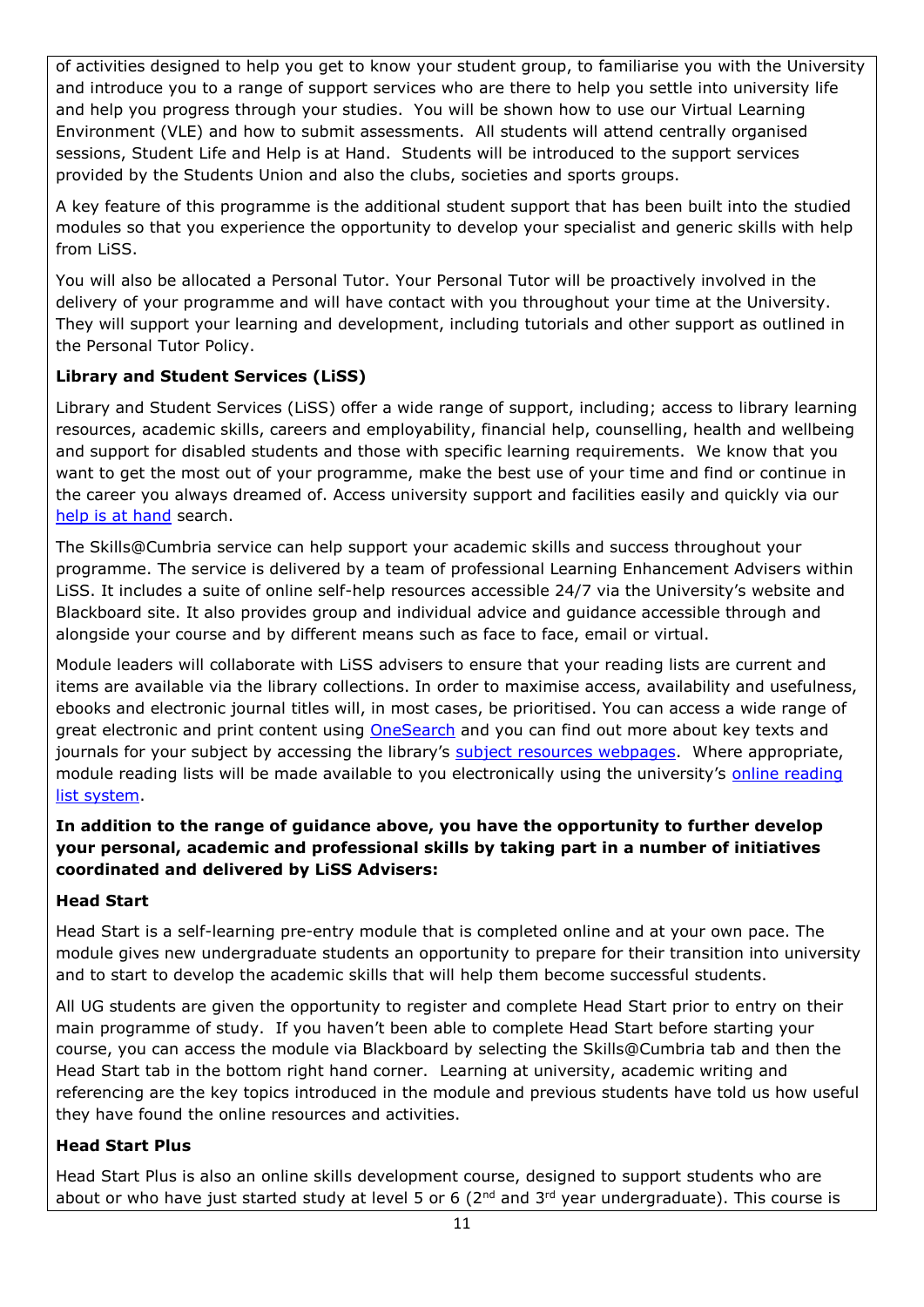of activities designed to help you get to know your student group, to familiarise you with the University and introduce you to a range of support services who are there to help you settle into university life and help you progress through your studies. You will be shown how to use our Virtual Learning Environment (VLE) and how to submit assessments. All students will attend centrally organised sessions, Student Life and Help is at Hand. Students will be introduced to the support services provided by the Students Union and also the clubs, societies and sports groups.

A key feature of this programme is the additional student support that has been built into the studied modules so that you experience the opportunity to develop your specialist and generic skills with help from LiSS.

You will also be allocated a Personal Tutor. Your Personal Tutor will be proactively involved in the delivery of your programme and will have contact with you throughout your time at the University. They will support your learning and development, including tutorials and other support as outlined in the Personal Tutor Policy.

**Library and Student Services (LiSS)**

Library and Student Services (LiSS) offer a wide range of support, including; access to library learning resources, academic skills, careers and employability, financial help, counselling, health and wellbeing and support for disabled students and those with specific learning requirements. We know that you want to get the most out of your programme, make the best use of your time and find or continue in the career you always dreamed of. Access university support and facilities easily and quickly via our help is at hand search.

The Skills@Cumbria service can help support your academic skills and success throughout your programme. The service is delivered by a team of professional Learning Enhancement Advisers within LiSS. It includes a suite of online self-help resources accessible 24/7 via the University's website and Blackboard site. It also provides group and individual advice and guidance accessible through and alongside your course and by different means such as face to face, email or virtual.

Module leaders will collaborate with LiSS advisers to ensure that your reading lists are current and items are available via the library collections. In order to maximise access, availability and usefulness, ebooks and electronic journal titles will, in most cases, be prioritised. You can access a wide range of great electronic and print content using OneSearch and you can find out more about key texts and journals for your subject by accessing the library's subject resources webpages. Where appropriate, module reading lists will be made available to you electronically using the university's online reading list system.

**In addition to the range of guidance above, you have the opportunity to further develop your personal, academic and professional skills by taking part in a number of initiatives coordinated and delivered by LiSS Advisers:**

**Head Start**

Head Start is a self-learning pre-entry module that is completed online and at your own pace. The module gives new undergraduate students an opportunity to prepare for their transition into university and to start to develop the academic skills that will help them become successful students.

All UG students are given the opportunity to register and complete Head Start prior to entry on their main programme of study. If you haven't been able to complete Head Start before starting your course, you can access the module via Blackboard by selecting the Skills@Cumbria tab and then the Head Start tab in the bottom right hand corner. Learning at university, academic writing and referencing are the key topics introduced in the module and previous students have told us how useful they have found the online resources and activities.

**Head Start Plus**

Head Start Plus is also an online skills development course, designed to support students who are about or who have just started study at level 5 or 6 (2nd and 3rd year undergraduate). This course is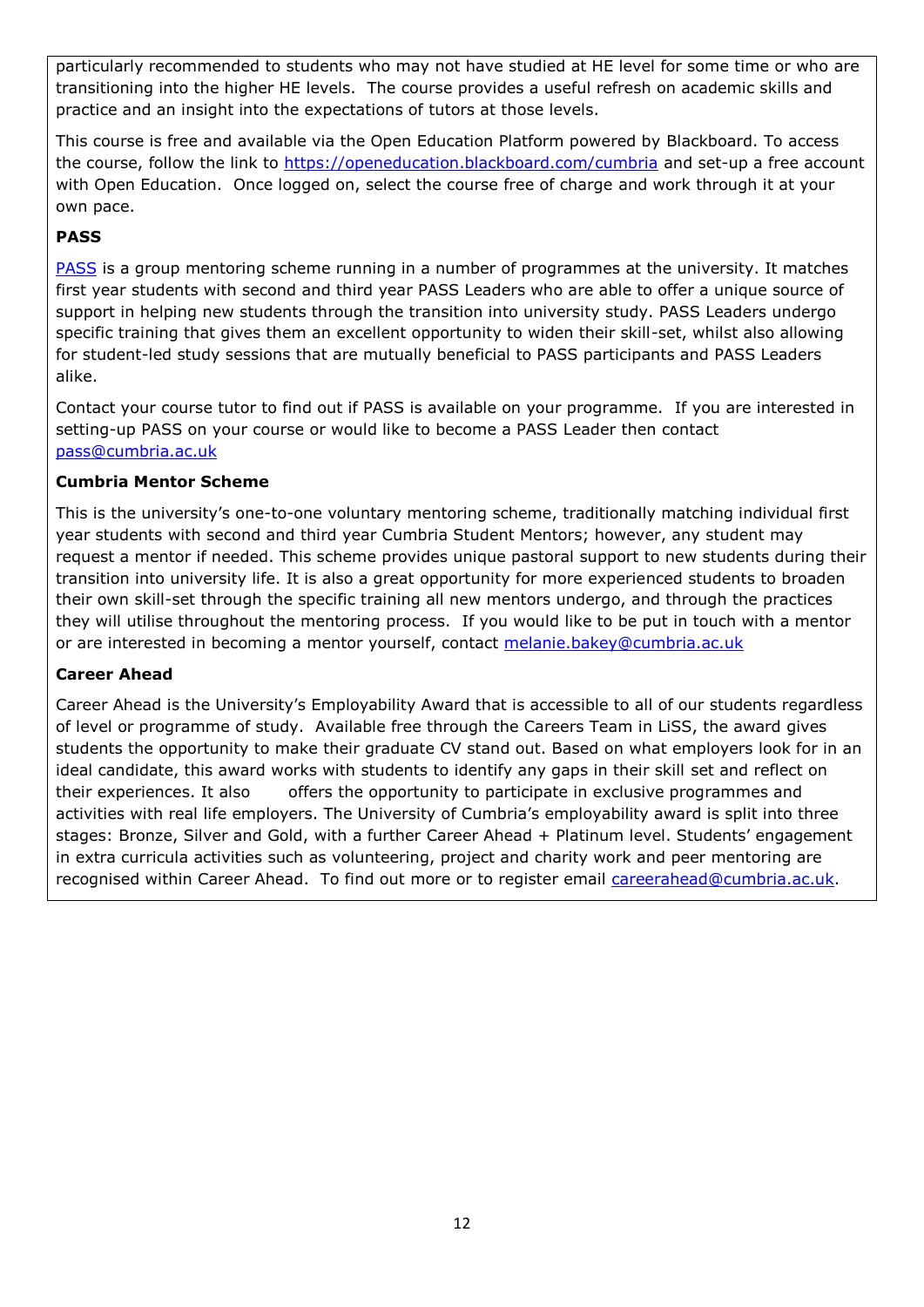particularly recommended to students who may not have studied at HE level for some time or who are transitioning into the higher HE levels. The course provides a useful refresh on academic skills and practice and an insight into the expectations of tutors at those levels.

This course is free and available via the Open Education Platform powered by Blackboard. To access the course, follow the link to https://openeducation.blackboard.com/cumbria and set-up a free account with Open Education. Once logged on, select the course free of charge and work through it at your own pace.

**PASS**

PASS is a group mentoring scheme running in a number of programmes at the university. It matches first year students with second and third year PASS Leaders who are able to offer a unique source of support in helping new students through the transition into university study. PASS Leaders undergo specific training that gives them an excellent opportunity to widen their skill-set, whilst also allowing for student-led study sessions that are mutually beneficial to PASS participants and PASS Leaders alike.

Contact your course tutor to find out if PASS is available on your programme. If you are interested in setting-up PASS on your course or would like to become a PASS Leader then contact pass@cumbria.ac.uk

**Cumbria Mentor Scheme**

This is the university's one-to-one voluntary mentoring scheme, traditionally matching individual first year students with second and third year Cumbria Student Mentors; however, any student may request a mentor if needed. This scheme provides unique pastoral support to new students during their transition into university life. It is also a great opportunity for more experienced students to broaden their own skill-set through the specific training all new mentors undergo, and through the practices they will utilise throughout the mentoring process. If you would like to be put in touch with a mentor or are interested in becoming a mentor yourself, contact melanie.bakey@cumbria.ac.uk

**Career Ahead**

Career Ahead is the University's Employability Award that is accessible to all of our students regardless of level or programme of study. Available free through the Careers Team in LiSS, the award gives students the opportunity to make their graduate CV stand out. Based on what employers look for in an ideal candidate, this award works with students to identify any gaps in their skill set and reflect on their experiences. It also offers the opportunity to participate in exclusive programmes and activities with real life employers. The University of Cumbria's employability award is split into three stages: Bronze, Silver and Gold, with a further Career Ahead + Platinum level. Students' engagement in extra curricula activities such as volunteering, project and charity work and peer mentoring are recognised within Career Ahead. To find out more or to register email careerahead@cumbria.ac.uk.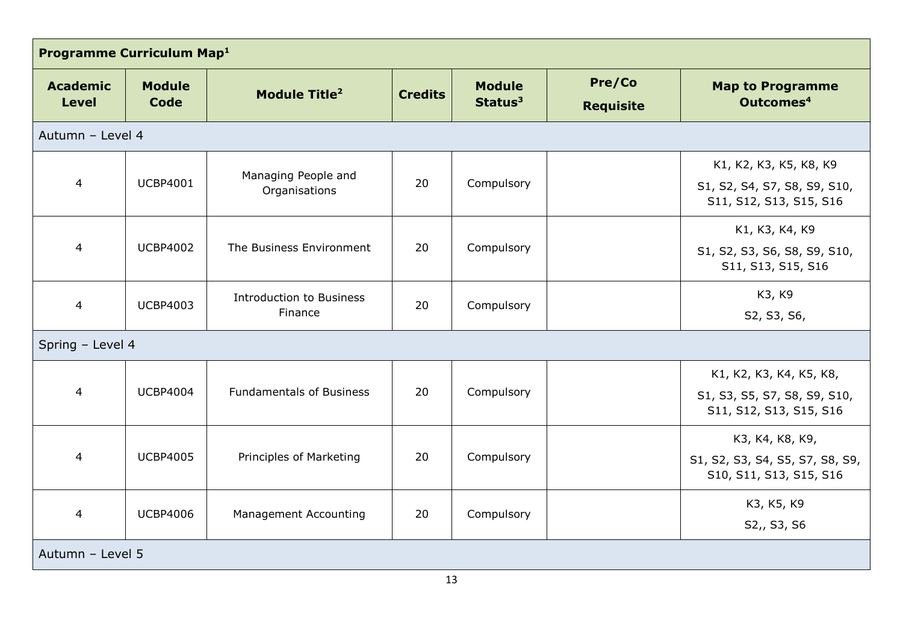| Programme Curriculum Map[1] | | | | | | |
|---|---|---|---|---|---|---|
| **Academic Level** | **Module Code** | **Module Title[2]** | **Credits** | **Module Status[3]** | **Pre/Co Requisite** | **Map to Programme Outcomes[4]** |
| Autumn – Level 4 | | | | | | |
| 4 | UCBP4001 | Managing People and Organisations | 20 | Compulsory | | K1, K2, K3, K5, K8, K9 S1, S2, S4, S7, S8, S9, S10, S11, S12, S13, S15, S16 |
| 4 | UCBP4002 | The Business Environment | 20 | Compulsory | | K1, K3, K4, K9 S1, S2, S3, S6, S8, S9, S10, S11, S13, S15, S16 |
| 4 | UCBP4003 | Introduction to Business Finance | 20 | Compulsory | | K3, K9 S2, S3, S6, |
| Spring – Level 4 | | | | | | |
| 4 | UCBP4004 | Fundamentals of Business | 20 | Compulsory | | K1, K2, K3, K4, K5, K8, S1, S3, S5, S7, S8, S9, S10, S11, S12, S13, S15, S16 |
| 4 | UCBP4005 | Principles of Marketing | 20 | Compulsory | | K3, K4, K8, K9, S1, S2, S3, S4, S5, S7, S8, S9, S10, S11, S13, S15, S16 |
| 4 | UCBP4006 | Management Accounting | 20 | Compulsory | | K3, K5, K9 S2,, S3, S6 |
| Autumn – Level 5 | | | | | | |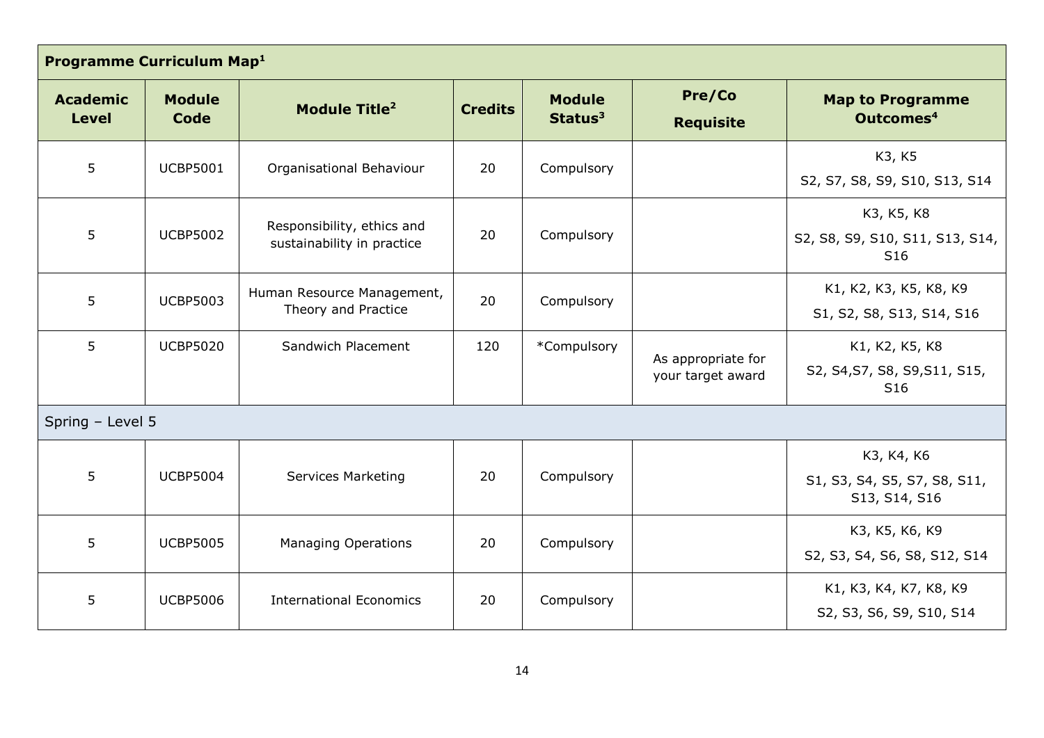| Programme Curriculum Map[1] | | | | | | |
|---|---|---|---|---|---|---|
| **Academic Level** | **Module Code** | **Module Title[2]** | **Credits** | **Module Status[3]** | **Pre/Co Requisite** | **Map to Programme Outcomes[4]** |
| 5 | UCBP5001 | Organisational Behaviour | 20 | Compulsory | | K3, K5<br>S2, S7, S8, S9, S10, S13, S14 |
| 5 | UCBP5002 | Responsibility, ethics and sustainability in practice | 20 | Compulsory | | K3, K5, K8<br>S2, S8, S9, S10, S11, S13, S14, S16 |
| 5 | UCBP5003 | Human Resource Management, Theory and Practice | 20 | Compulsory | | K1, K2, K3, K5, K8, K9<br>S1, S2, S8, S13, S14, S16 |
| 5 | UCBP5020 | Sandwich Placement | 120 | *Compulsory | As appropriate for your target award | K1, K2, K5, K8<br>S2, S4,S7, S8, S9,S11, S15, S16 |
| Spring – Level 5 | | | | | | |
| 5 | UCBP5004 | Services Marketing | 20 | Compulsory | | K3, K4, K6<br>S1, S3, S4, S5, S7, S8, S11, S13, S14, S16 |
| 5 | UCBP5005 | Managing Operations | 20 | Compulsory | | K3, K5, K6, K9<br>S2, S3, S4, S6, S8, S12, S14 |
| 5 | UCBP5006 | International Economics | 20 | Compulsory | | K1, K3, K4, K7, K8, K9<br>S2, S3, S6, S9, S10, S14 |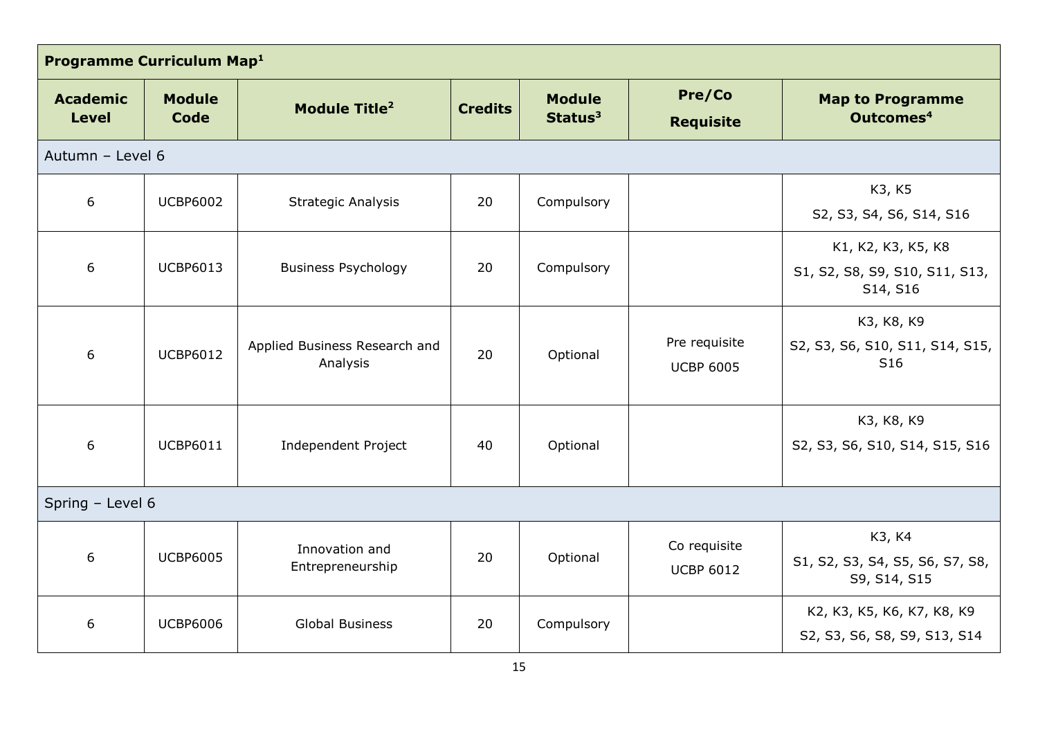| Programme Curriculum Map[1] | | | | | | |
|---|---|---|---|---|---|---|
| **Academic Level** | **Module Code** | **Module Title[2]** | **Credits** | **Module Status[3]** | **Pre/Co Requisite** | **Map to Programme Outcomes[4]** |
| Autumn – Level 6 | | | | | | |
| 6 | UCBP6002 | Strategic Analysis | 20 | Compulsory | | K3, K5<br>S2, S3, S4, S6, S14, S16 |
| 6 | UCBP6013 | Business Psychology | 20 | Compulsory | | K1, K2, K3, K5, K8<br>S1, S2, S8, S9, S10, S11, S13, S14, S16 |
| 6 | UCBP6012 | Applied Business Research and Analysis | 20 | Optional | Pre requisite<br>UCBP 6005 | K3, K8, K9<br>S2, S3, S6, S10, S11, S14, S15, S16 |
| 6 | UCBP6011 | Independent Project | 40 | Optional | | K3, K8, K9<br>S2, S3, S6, S10, S14, S15, S16 |
| Spring – Level 6 | | | | | | |
| 6 | UCBP6005 | Innovation and Entrepreneurship | 20 | Optional | Co requisite<br>UCBP 6012 | K3, K4<br>S1, S2, S3, S4, S5, S6, S7, S8, S9, S14, S15 |
| 6 | UCBP6006 | Global Business | 20 | Compulsory | | K2, K3, K5, K6, K7, K8, K9<br>S2, S3, S6, S8, S9, S13, S14 |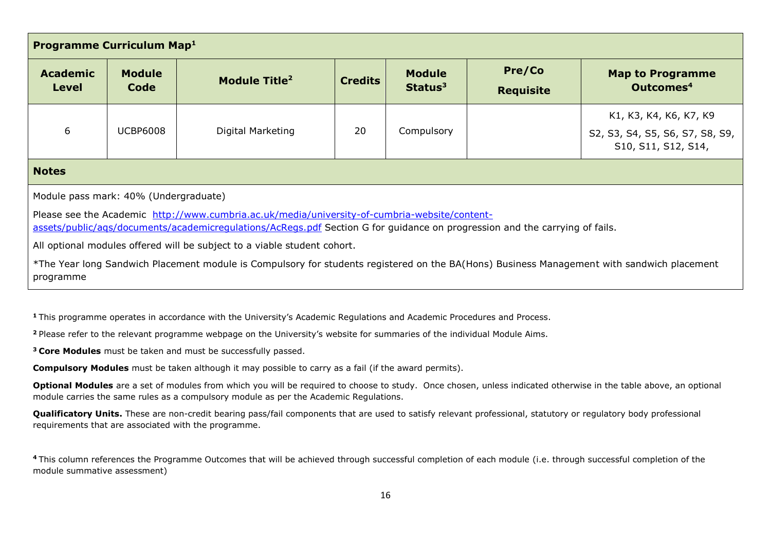| Programme Curriculum Map[1] | | | | | | |
|---|---|---|---|---|---|---|
| **Academic Level** | **Module Code** | **Module Title[2]** | **Credits** | **Module Status[3]** | **Pre/Co Requisite** | **Map to Programme Outcomes[4]** |
| 6 | UCBP6008 | Digital Marketing | 20 | Compulsory | | K1, K3, K4, K6, K7, K9 S2, S3, S4, S5, S6, S7, S8, S9, S10, S11, S12, S14, |

**Notes**

Module pass mark: 40% (Undergraduate)

Please see the Academic [http://www.cumbria.ac.uk/media/university-of-cumbria-website/content-assets/public/aqs/documents/academicregulations/AcRegs.pdf](http://www.cumbria.ac.uk/media/university-of-cumbria-website/content-assets/public/aqs/documents/academicregulations/AcRegs.pdf) Section G for guidance on progression and the carrying of fails.

All optional modules offered will be subject to a viable student cohort.

*The Year long Sandwich Placement module is Compulsory for students registered on the BA(Hons) Business Management with sandwich placement programme

[1] This programme operates in accordance with the University's Academic Regulations and Academic Procedures and Process.

[2] Please refer to the relevant programme webpage on the University's website for summaries of the individual Module Aims.

[3] **Core Modules** must be taken and must be successfully passed.

**Compulsory Modules** must be taken although it may possible to carry as a fail (if the award permits).

**Optional Modules** are a set of modules from which you will be required to choose to study. Once chosen, unless indicated otherwise in the table above, an optional module carries the same rules as a compulsory module as per the Academic Regulations.

**Qualificatory Units.** These are non-credit bearing pass/fail components that are used to satisfy relevant professional, statutory or regulatory body professional requirements that are associated with the programme.

[4] This column references the Programme Outcomes that will be achieved through successful completion of each module (i.e. through successful completion of the module summative assessment)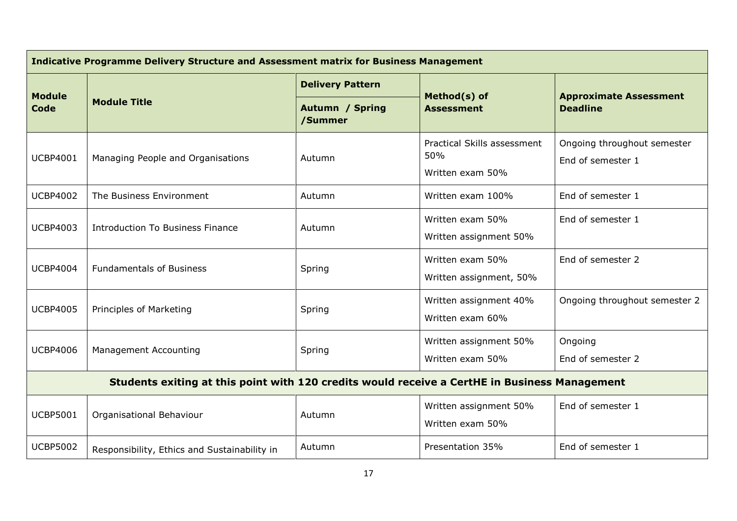| Indicative Programme Delivery Structure and Assessment matrix for Business Management | | | | |
|---|---|---|---|---|
| **Module Code** | **Module Title** | **Delivery Pattern** | **Method(s) of Assessment** | **Approximate Assessment Deadline** |
| | | **Autumn / Spring /Summer** | | |
| UCBP4001 | Managing People and Organisations | Autumn | Practical Skills assessment 50%<br>Written exam 50% | Ongoing throughout semester<br>End of semester 1 |
| UCBP4002 | The Business Environment | Autumn | Written exam 100% | End of semester 1 |
| UCBP4003 | Introduction To Business Finance | Autumn | Written exam 50%<br>Written assignment 50% | End of semester 1 |
| UCBP4004 | Fundamentals of Business | Spring | Written exam 50%<br>Written assignment, 50% | End of semester 2 |
| UCBP4005 | Principles of Marketing | Spring | Written assignment 40%<br>Written exam 60% | Ongoing throughout semester 2 |
| UCBP4006 | Management Accounting | Spring | Written assignment 50%<br>Written exam 50% | Ongoing<br>End of semester 2 |
| **Students exiting at this point with 120 credits would receive a CertHE in Business Management** | | | | |
| UCBP5001 | Organisational Behaviour | Autumn | Written assignment 50%<br>Written exam 50% | End of semester 1 |
| UCBP5002 | Responsibility, Ethics and Sustainability in | Autumn | Presentation 35% | End of semester 1 |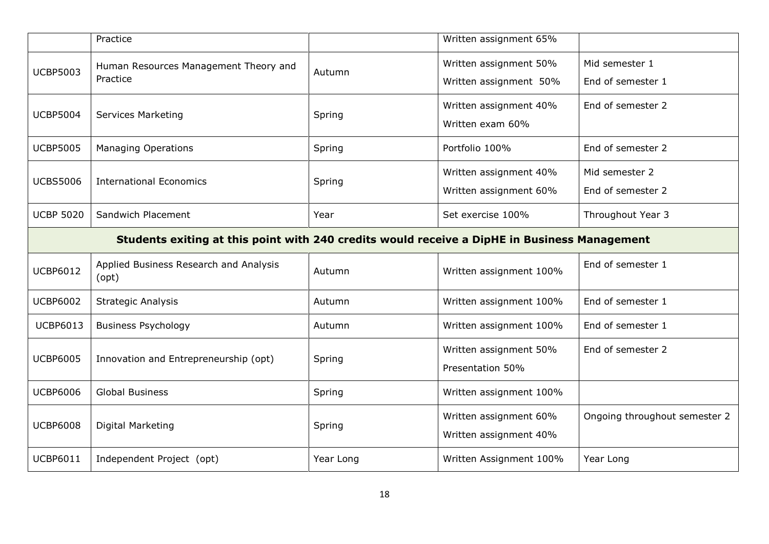|  | Practice |  | Written assignment 65% |  |
|---|---|---|---|---|
| UCBP5003 | Human Resources Management Theory and Practice | Autumn | Written assignment 50%<br>Written assignment 50% | Mid semester 1<br>End of semester 1 |
| UCBP5004 | Services Marketing | Spring | Written assignment 40%<br>Written exam 60% | End of semester 2 |
| UCBP5005 | Managing Operations | Spring | Portfolio 100% | End of semester 2 |
| UCBS5006 | International Economics | Spring | Written assignment 40%<br>Written assignment 60% | Mid semester 2<br>End of semester 2 |
| UCBP 5020 | Sandwich Placement | Year | Set exercise 100% | Throughout Year 3 |
| **Students exiting at this point with 240 credits would receive a DipHE in Business Management** | | | | |
| UCBP6012 | Applied Business Research and Analysis (opt) | Autumn | Written assignment 100% | End of semester 1 |
| UCBP6002 | Strategic Analysis | Autumn | Written assignment 100% | End of semester 1 |
| UCBP6013 | Business Psychology | Autumn | Written assignment 100% | End of semester 1 |
| UCBP6005 | Innovation and Entrepreneurship (opt) | Spring | Written assignment 50%<br>Presentation 50% | End of semester 2 |
| UCBP6006 | Global Business | Spring | Written assignment 100% |  |
| UCBP6008 | Digital Marketing | Spring | Written assignment 60%<br>Written assignment 40% | Ongoing throughout semester 2 |
| UCBP6011 | Independent Project (opt) | Year Long | Written Assignment 100% | Year Long |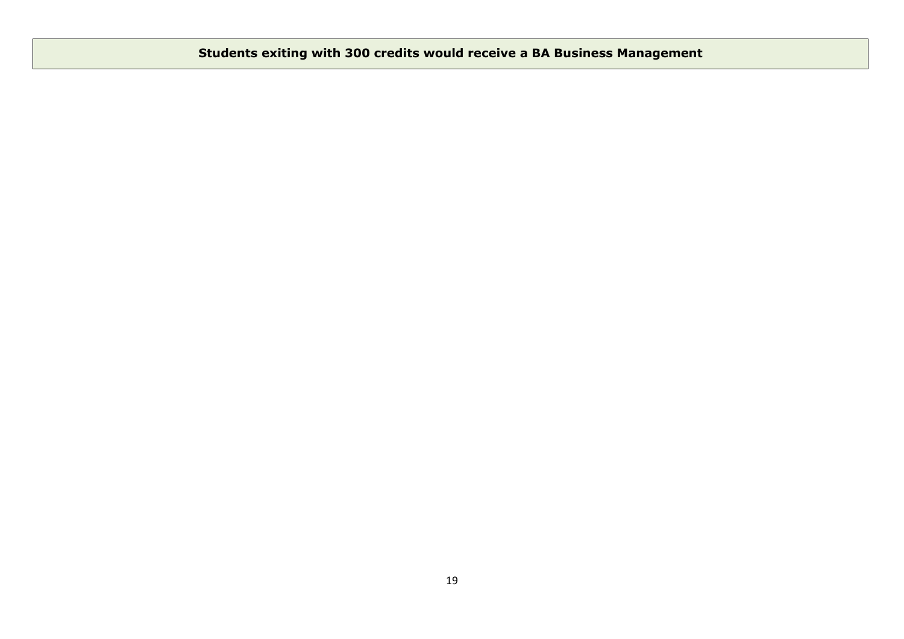| Students exiting with 300 credits would receive a BA Business Management |
|---|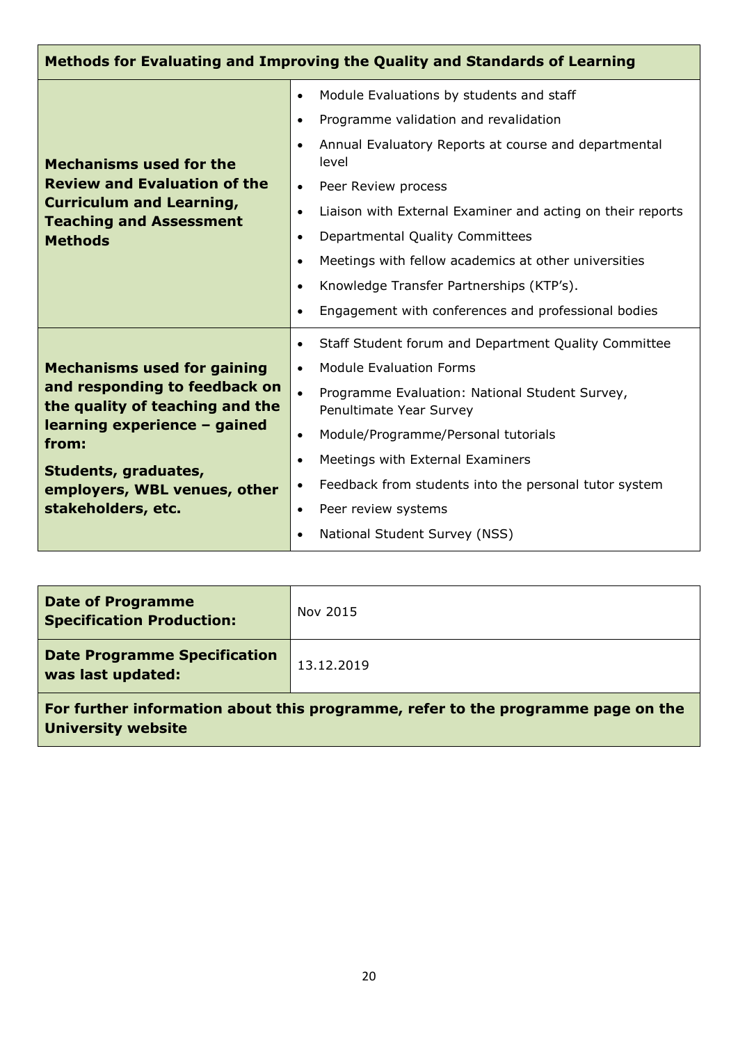| Methods for Evaluating and Improving the Quality and Standards of Learning | |
|---|---|
| **Mechanisms used for the Review and Evaluation of the Curriculum and Learning, Teaching and Assessment Methods** | • Module Evaluations by students and staff<br>• Programme validation and revalidation<br>• Annual Evaluatory Reports at course and departmental level<br>• Peer Review process<br>• Liaison with External Examiner and acting on their reports<br>• Departmental Quality Committees<br>• Meetings with fellow academics at other universities<br>• Knowledge Transfer Partnerships (KTP's).<br>• Engagement with conferences and professional bodies |
| **Mechanisms used for gaining and responding to feedback on the quality of teaching and the learning experience – gained from:**<br>**Students, graduates, employers, WBL venues, other stakeholders, etc.** | • Staff Student forum and Department Quality Committee<br>• Module Evaluation Forms<br>• Programme Evaluation: National Student Survey, Penultimate Year Survey<br>• Module/Programme/Personal tutorials<br>• Meetings with External Examiners<br>• Feedback from students into the personal tutor system<br>• Peer review systems<br>• National Student Survey (NSS) |

| | |
|---|---|
| **Date of Programme Specification Production:** | Nov 2015 |
| **Date Programme Specification was last updated:** | 13.12.2019 |

**For further information about this programme, refer to the programme page on the University website**